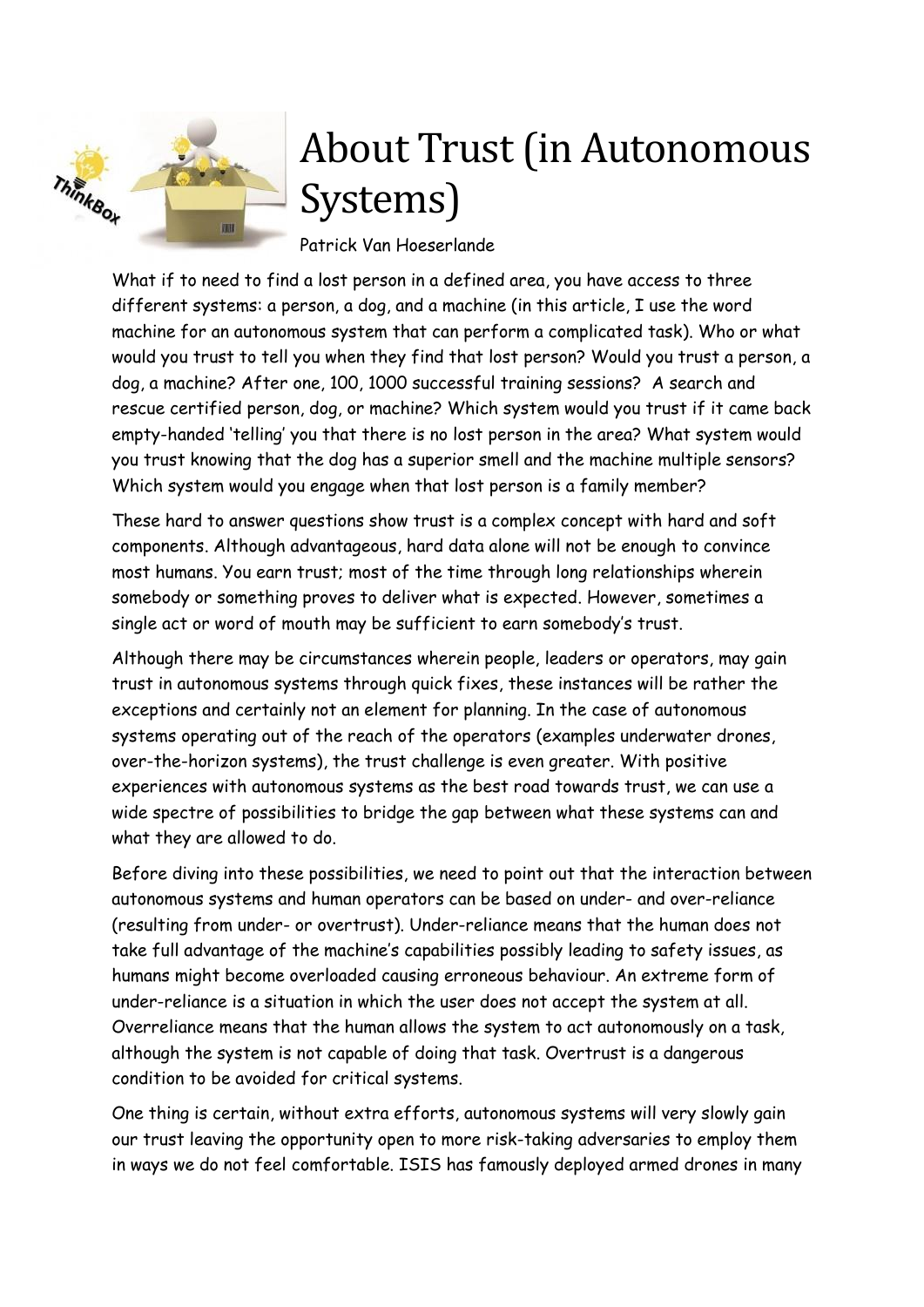# About Trust (in Autonomous Systems)

Patrick Van Hoeserlande

What if to need to find a lost person in a defined area, you have access to three different systems: a person, a dog, and a machine (in this article, I use the word machine for an autonomous system that can perform a complicated task). Who or what would you trust to tell you when they find that lost person? Would you trust a person, a dog, a machine? After one, 100, 1000 successful training sessions? A search and rescue certified person, dog, or machine? Which system would you trust if it came back empty-handed 'telling' you that there is no lost person in the area? What system would you trust knowing that the dog has a superior smell and the machine multiple sensors? Which system would you engage when that lost person is a family member?

These hard to answer questions show trust is a complex concept with hard and soft components. Although advantageous, hard data alone will not be enough to convince most humans. You earn trust; most of the time through long relationships wherein somebody or something proves to deliver what is expected. However, sometimes a single act or word of mouth may be sufficient to earn somebody's trust.

Although there may be circumstances wherein people, leaders or operators, may gain trust in autonomous systems through quick fixes, these instances will be rather the exceptions and certainly not an element for planning. In the case of autonomous systems operating out of the reach of the operators (examples underwater drones, over-the-horizon systems), the trust challenge is even greater. With positive experiences with autonomous systems as the best road towards trust, we can use a wide spectre of possibilities to bridge the gap between what these systems can and what they are allowed to do.

Before diving into these possibilities, we need to point out that the interaction between autonomous systems and human operators can be based on under- and over-reliance (resulting from under- or overtrust). Under-reliance means that the human does not take full advantage of the machine's capabilities possibly leading to safety issues, as humans might become overloaded causing erroneous behaviour. An extreme form of under-reliance is a situation in which the user does not accept the system at all. Overreliance means that the human allows the system to act autonomously on a task, although the system is not capable of doing that task. Overtrust is a dangerous condition to be avoided for critical systems.

One thing is certain, without extra efforts, autonomous systems will very slowly gain our trust leaving the opportunity open to more risk-taking adversaries to employ them in ways we do not feel comfortable. ISIS has famously deployed armed drones in many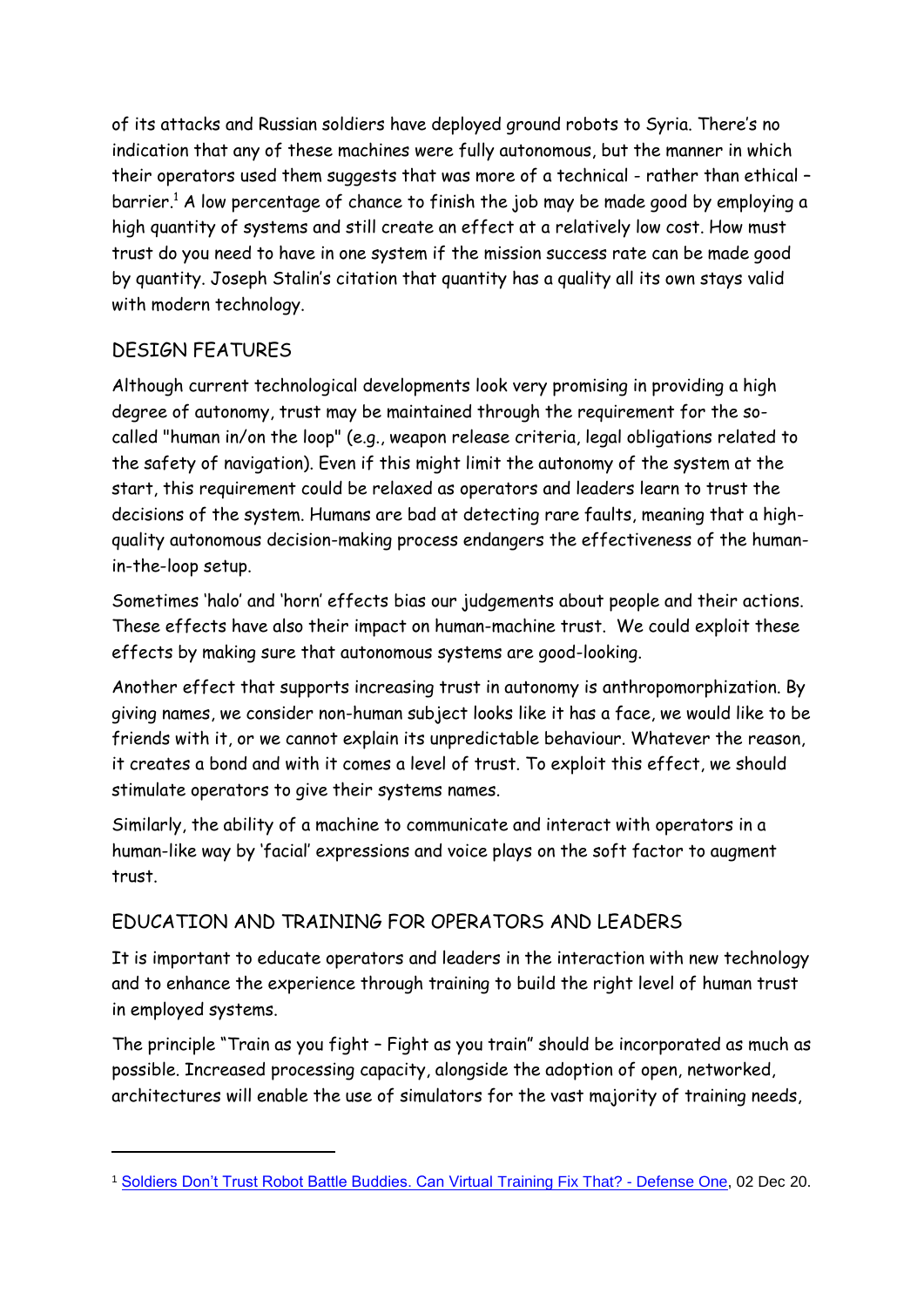of its attacks and Russian soldiers have deployed ground robots to Syria. There's no indication that any of these machines were fully autonomous, but the manner in which their operators used them suggests that was more of a technical - rather than ethical – barrier.[1] A low percentage of chance to finish the job may be made good by employing a high quantity of systems and still create an effect at a relatively low cost. How must trust do you need to have in one system if the mission success rate can be made good by quantity. Joseph Stalin's citation that quantity has a quality all its own stays valid with modern technology.

## DESIGN FEATURES

Although current technological developments look very promising in providing a high degree of autonomy, trust may be maintained through the requirement for the so-called "human in/on the loop" (e.g., weapon release criteria, legal obligations related to the safety of navigation). Even if this might limit the autonomy of the system at the start, this requirement could be relaxed as operators and leaders learn to trust the decisions of the system. Humans are bad at detecting rare faults, meaning that a high-quality autonomous decision-making process endangers the effectiveness of the human-in-the-loop setup.

Sometimes 'halo' and 'horn' effects bias our judgements about people and their actions. These effects have also their impact on human-machine trust. We could exploit these effects by making sure that autonomous systems are good-looking.

Another effect that supports increasing trust in autonomy is anthropomorphization. By giving names, we consider non-human subject looks like it has a face, we would like to be friends with it, or we cannot explain its unpredictable behaviour. Whatever the reason, it creates a bond and with it comes a level of trust. To exploit this effect, we should stimulate operators to give their systems names.

Similarly, the ability of a machine to communicate and interact with operators in a human-like way by 'facial' expressions and voice plays on the soft factor to augment trust.

## EDUCATION AND TRAINING FOR OPERATORS AND LEADERS

It is important to educate operators and leaders in the interaction with new technology and to enhance the experience through training to build the right level of human trust in employed systems.

The principle "Train as you fight – Fight as you train" should be incorporated as much as possible. Increased processing capacity, alongside the adoption of open, networked, architectures will enable the use of simulators for the vast majority of training needs,

---

[1] Soldiers Don't Trust Robot Battle Buddies. Can Virtual Training Fix That? - Defense One, 02 Dec 20.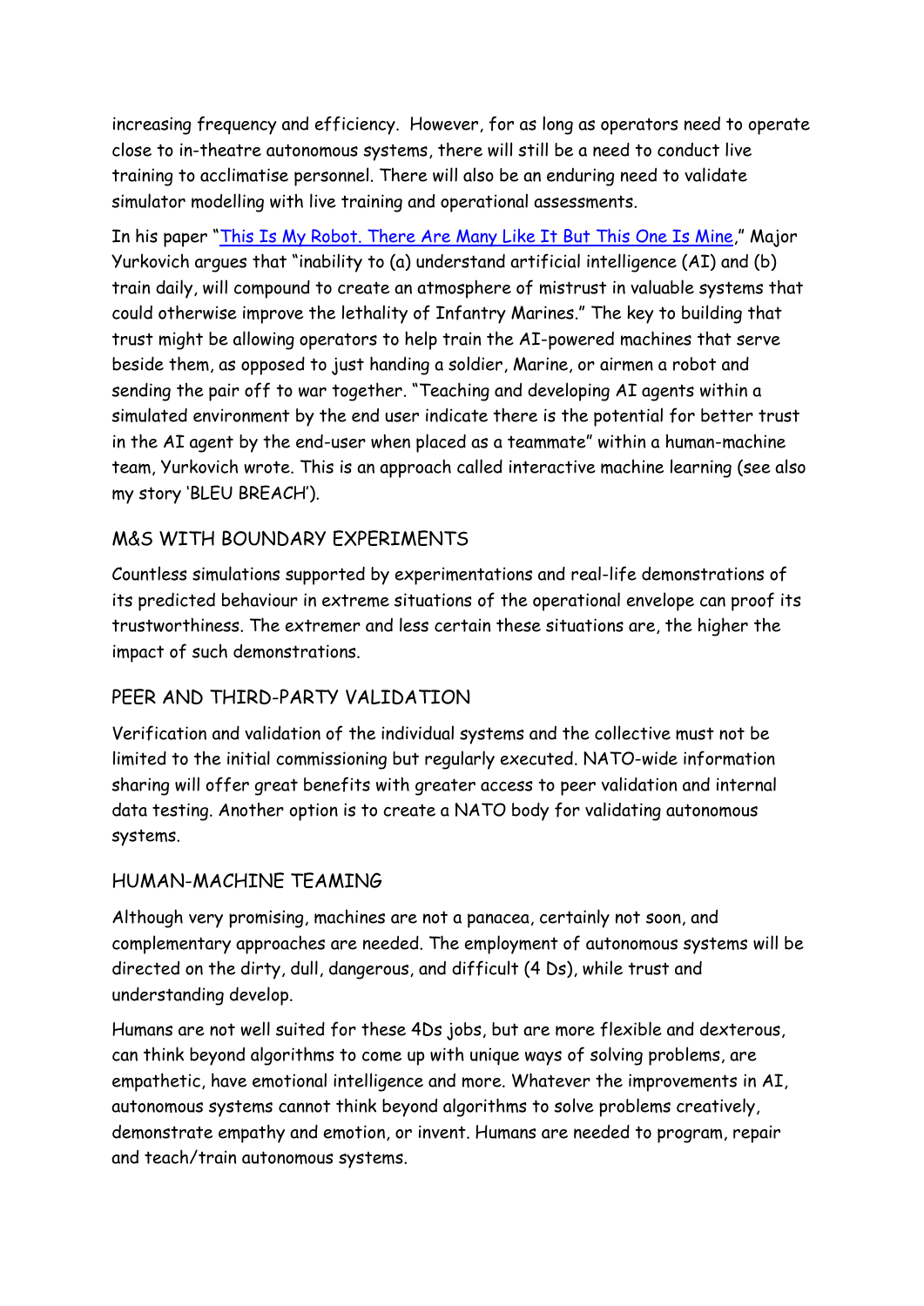increasing frequency and efficiency. However, for as long as operators need to operate close to in-theatre autonomous systems, there will still be a need to conduct live training to acclimatise personnel. There will also be an enduring need to validate simulator modelling with live training and operational assessments.

In his paper "This Is My Robot. There Are Many Like It But This One Is Mine," Major Yurkovich argues that "inability to (a) understand artificial intelligence (AI) and (b) train daily, will compound to create an atmosphere of mistrust in valuable systems that could otherwise improve the lethality of Infantry Marines." The key to building that trust might be allowing operators to help train the AI-powered machines that serve beside them, as opposed to just handing a soldier, Marine, or airmen a robot and sending the pair off to war together. "Teaching and developing AI agents within a simulated environment by the end user indicate there is the potential for better trust in the AI agent by the end-user when placed as a teammate" within a human-machine team, Yurkovich wrote. This is an approach called interactive machine learning (see also my story 'BLEU BREACH').

## M&S WITH BOUNDARY EXPERIMENTS

Countless simulations supported by experimentations and real-life demonstrations of its predicted behaviour in extreme situations of the operational envelope can proof its trustworthiness. The extremer and less certain these situations are, the higher the impact of such demonstrations.

## PEER AND THIRD-PARTY VALIDATION

Verification and validation of the individual systems and the collective must not be limited to the initial commissioning but regularly executed. NATO-wide information sharing will offer great benefits with greater access to peer validation and internal data testing. Another option is to create a NATO body for validating autonomous systems.

## HUMAN-MACHINE TEAMING

Although very promising, machines are not a panacea, certainly not soon, and complementary approaches are needed. The employment of autonomous systems will be directed on the dirty, dull, dangerous, and difficult (4 Ds), while trust and understanding develop.

Humans are not well suited for these 4Ds jobs, but are more flexible and dexterous, can think beyond algorithms to come up with unique ways of solving problems, are empathetic, have emotional intelligence and more. Whatever the improvements in AI, autonomous systems cannot think beyond algorithms to solve problems creatively, demonstrate empathy and emotion, or invent. Humans are needed to program, repair and teach/train autonomous systems.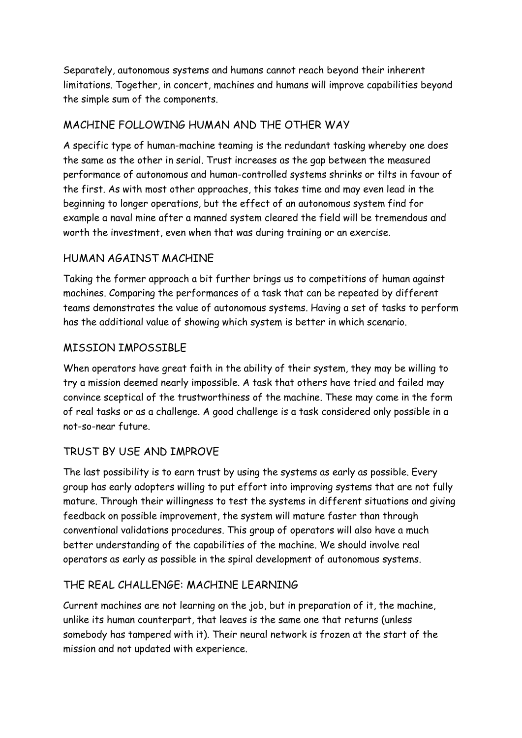Separately, autonomous systems and humans cannot reach beyond their inherent limitations. Together, in concert, machines and humans will improve capabilities beyond the simple sum of the components.

## MACHINE FOLLOWING HUMAN AND THE OTHER WAY

A specific type of human-machine teaming is the redundant tasking whereby one does the same as the other in serial. Trust increases as the gap between the measured performance of autonomous and human-controlled systems shrinks or tilts in favour of the first. As with most other approaches, this takes time and may even lead in the beginning to longer operations, but the effect of an autonomous system find for example a naval mine after a manned system cleared the field will be tremendous and worth the investment, even when that was during training or an exercise.

## HUMAN AGAINST MACHINE

Taking the former approach a bit further brings us to competitions of human against machines. Comparing the performances of a task that can be repeated by different teams demonstrates the value of autonomous systems. Having a set of tasks to perform has the additional value of showing which system is better in which scenario.

## MISSION IMPOSSIBLE

When operators have great faith in the ability of their system, they may be willing to try a mission deemed nearly impossible. A task that others have tried and failed may convince sceptical of the trustworthiness of the machine. These may come in the form of real tasks or as a challenge. A good challenge is a task considered only possible in a not-so-near future.

## TRUST BY USE AND IMPROVE

The last possibility is to earn trust by using the systems as early as possible. Every group has early adopters willing to put effort into improving systems that are not fully mature. Through their willingness to test the systems in different situations and giving feedback on possible improvement, the system will mature faster than through conventional validations procedures. This group of operators will also have a much better understanding of the capabilities of the machine. We should involve real operators as early as possible in the spiral development of autonomous systems.

## THE REAL CHALLENGE: MACHINE LEARNING

Current machines are not learning on the job, but in preparation of it, the machine, unlike its human counterpart, that leaves is the same one that returns (unless somebody has tampered with it). Their neural network is frozen at the start of the mission and not updated with experience.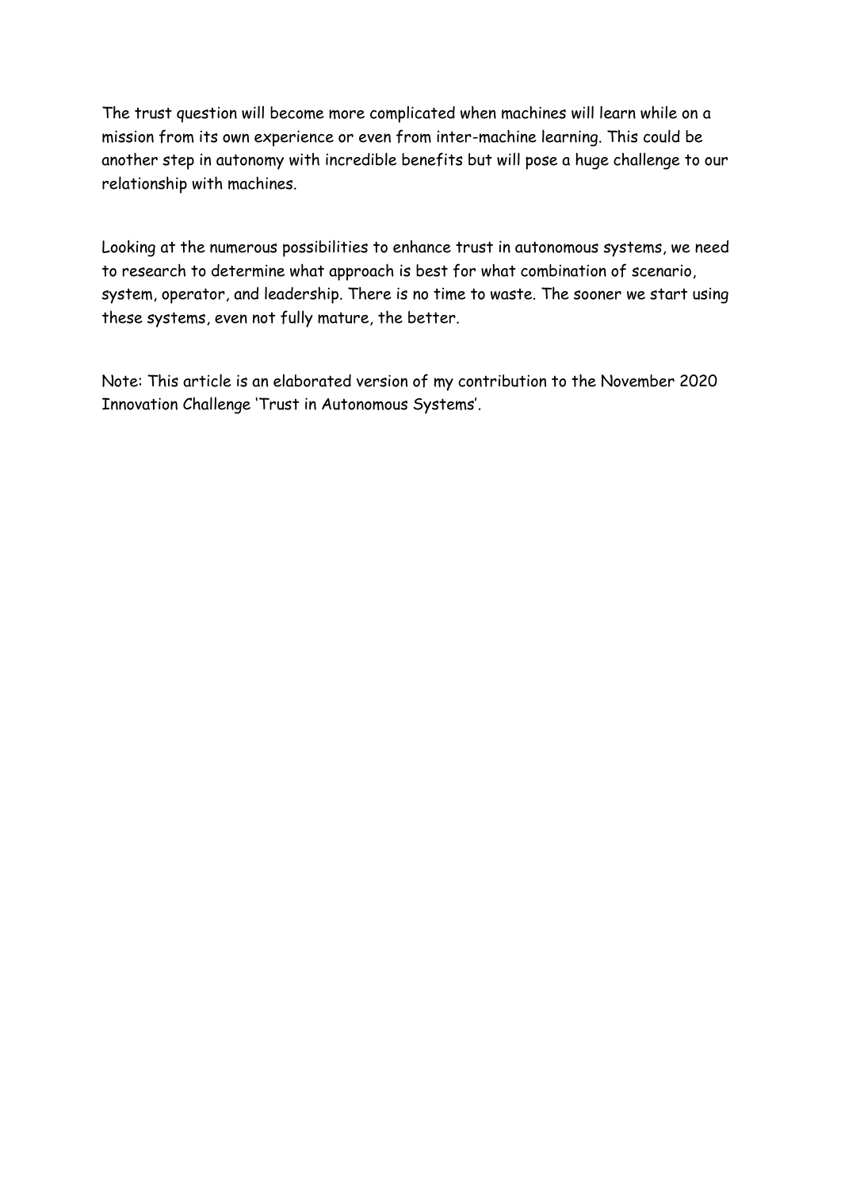The trust question will become more complicated when machines will learn while on a mission from its own experience or even from inter-machine learning. This could be another step in autonomy with incredible benefits but will pose a huge challenge to our relationship with machines.

Looking at the numerous possibilities to enhance trust in autonomous systems, we need to research to determine what approach is best for what combination of scenario, system, operator, and leadership. There is no time to waste. The sooner we start using these systems, even not fully mature, the better.

Note: This article is an elaborated version of my contribution to the November 2020 Innovation Challenge 'Trust in Autonomous Systems'.